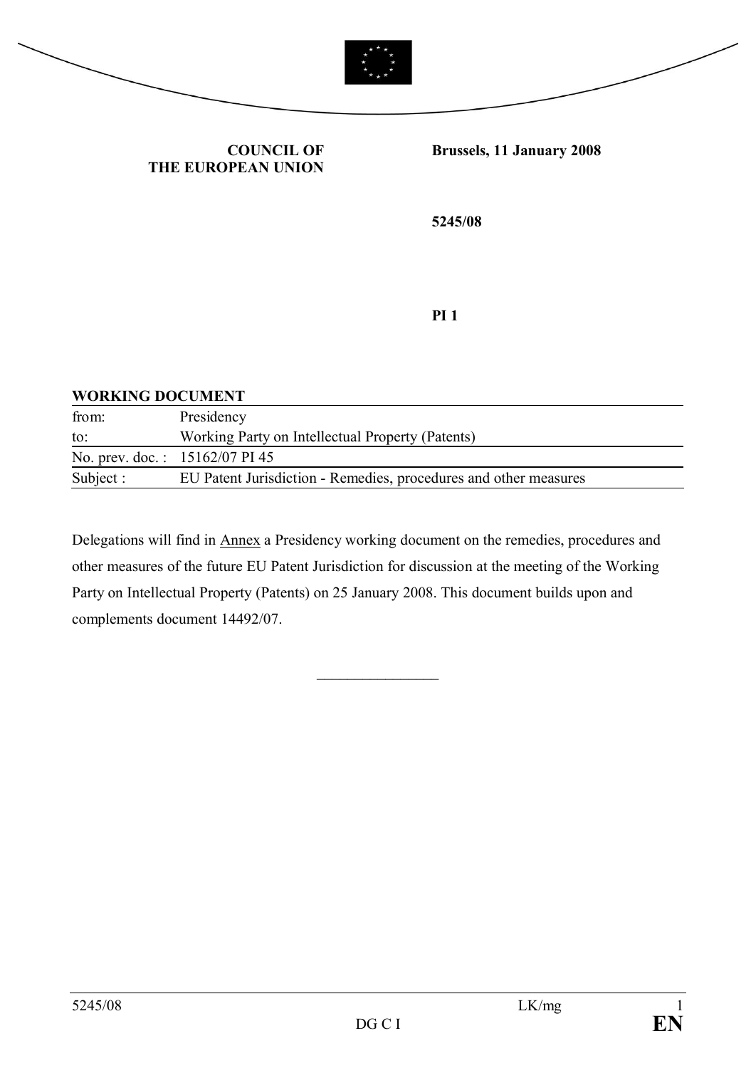**COUNCIL OF THE EUROPEAN UNION**

**Brussels, 11 January 2008**

**5245/08**

**PI 1**

**WORKING DOCUMENT**

| | |
|---|---|
| from: | Presidency |
| to: | Working Party on Intellectual Property (Patents) |
| No. prev. doc. : | 15162/07 PI 45 |
| Subject : | EU Patent Jurisdiction - Remedies, procedures and other measures |

Delegations will find in Annex a Presidency working document on the remedies, procedures and other measures of the future EU Patent Jurisdiction for discussion at the meeting of the Working Party on Intellectual Property (Patents) on 25 January 2008. This document builds upon and complements document 14492/07.

________________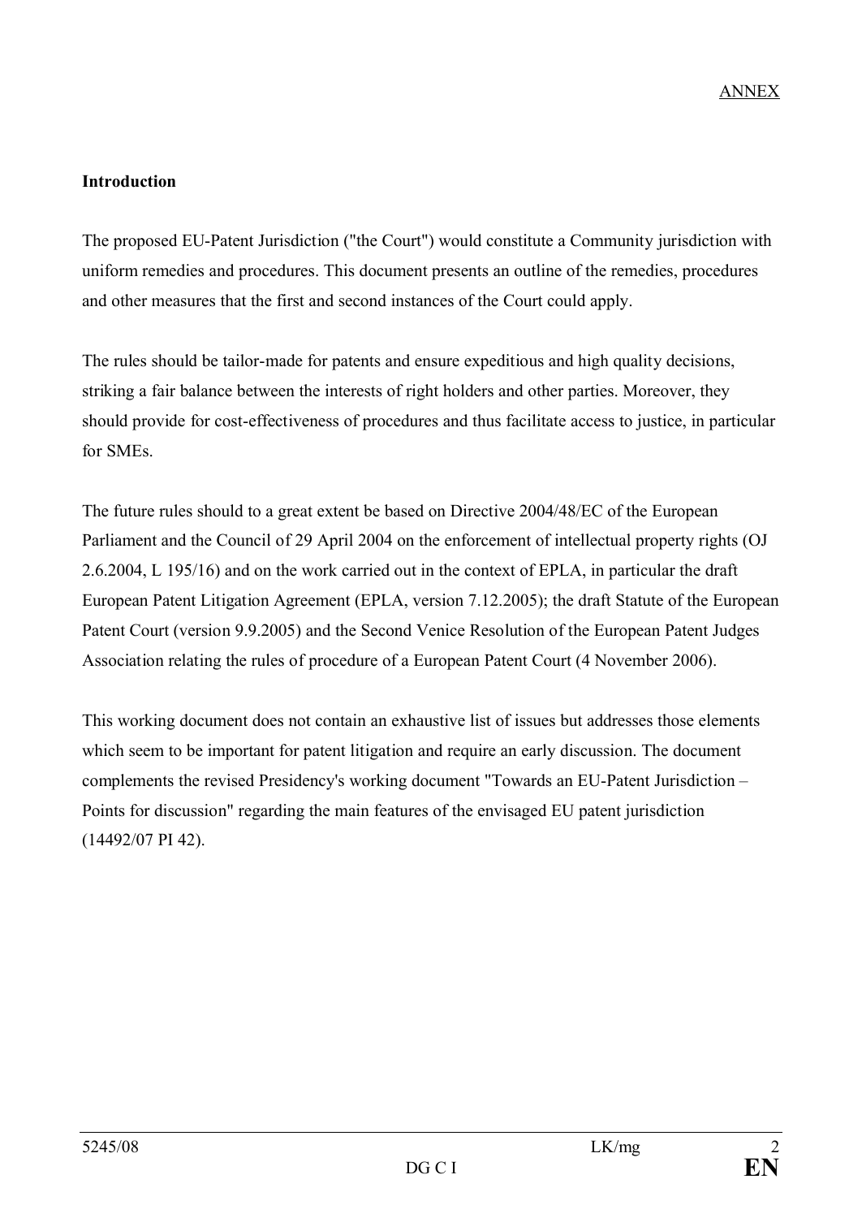ANNEX

**Introduction**

The proposed EU-Patent Jurisdiction ("the Court") would constitute a Community jurisdiction with uniform remedies and procedures. This document presents an outline of the remedies, procedures and other measures that the first and second instances of the Court could apply.

The rules should be tailor-made for patents and ensure expeditious and high quality decisions, striking a fair balance between the interests of right holders and other parties. Moreover, they should provide for cost-effectiveness of procedures and thus facilitate access to justice, in particular for SMEs.

The future rules should to a great extent be based on Directive 2004/48/EC of the European Parliament and the Council of 29 April 2004 on the enforcement of intellectual property rights (OJ 2.6.2004, L 195/16) and on the work carried out in the context of EPLA, in particular the draft European Patent Litigation Agreement (EPLA, version 7.12.2005); the draft Statute of the European Patent Court (version 9.9.2005) and the Second Venice Resolution of the European Patent Judges Association relating the rules of procedure of a European Patent Court (4 November 2006).

This working document does not contain an exhaustive list of issues but addresses those elements which seem to be important for patent litigation and require an early discussion. The document complements the revised Presidency's working document "Towards an EU-Patent Jurisdiction – Points for discussion" regarding the main features of the envisaged EU patent jurisdiction (14492/07 PI 42).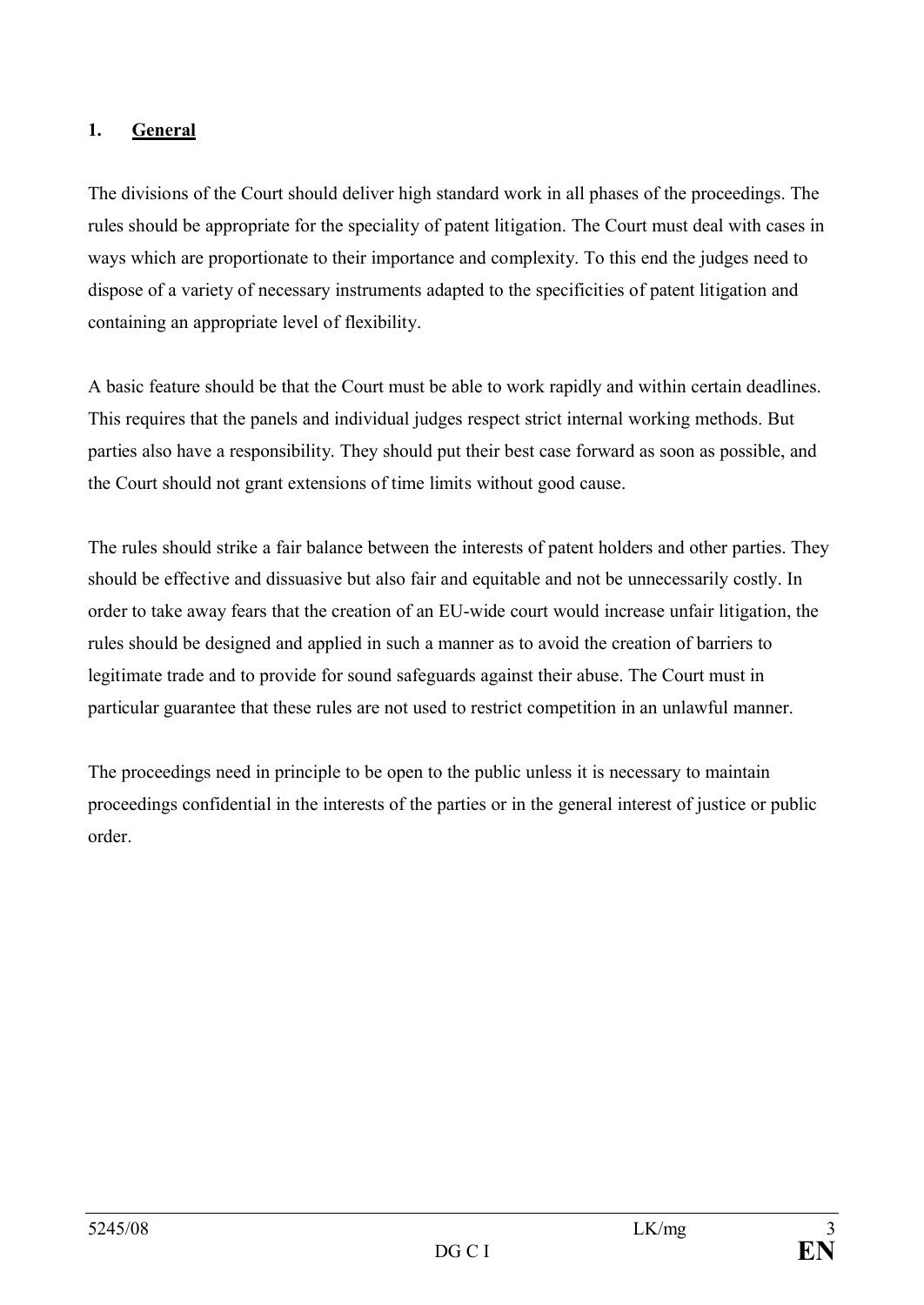## 1. General

The divisions of the Court should deliver high standard work in all phases of the proceedings. The rules should be appropriate for the speciality of patent litigation. The Court must deal with cases in ways which are proportionate to their importance and complexity. To this end the judges need to dispose of a variety of necessary instruments adapted to the specificities of patent litigation and containing an appropriate level of flexibility.

A basic feature should be that the Court must be able to work rapidly and within certain deadlines. This requires that the panels and individual judges respect strict internal working methods. But parties also have a responsibility. They should put their best case forward as soon as possible, and the Court should not grant extensions of time limits without good cause.

The rules should strike a fair balance between the interests of patent holders and other parties. They should be effective and dissuasive but also fair and equitable and not be unnecessarily costly. In order to take away fears that the creation of an EU-wide court would increase unfair litigation, the rules should be designed and applied in such a manner as to avoid the creation of barriers to legitimate trade and to provide for sound safeguards against their abuse. The Court must in particular guarantee that these rules are not used to restrict competition in an unlawful manner.

The proceedings need in principle to be open to the public unless it is necessary to maintain proceedings confidential in the interests of the parties or in the general interest of justice or public order.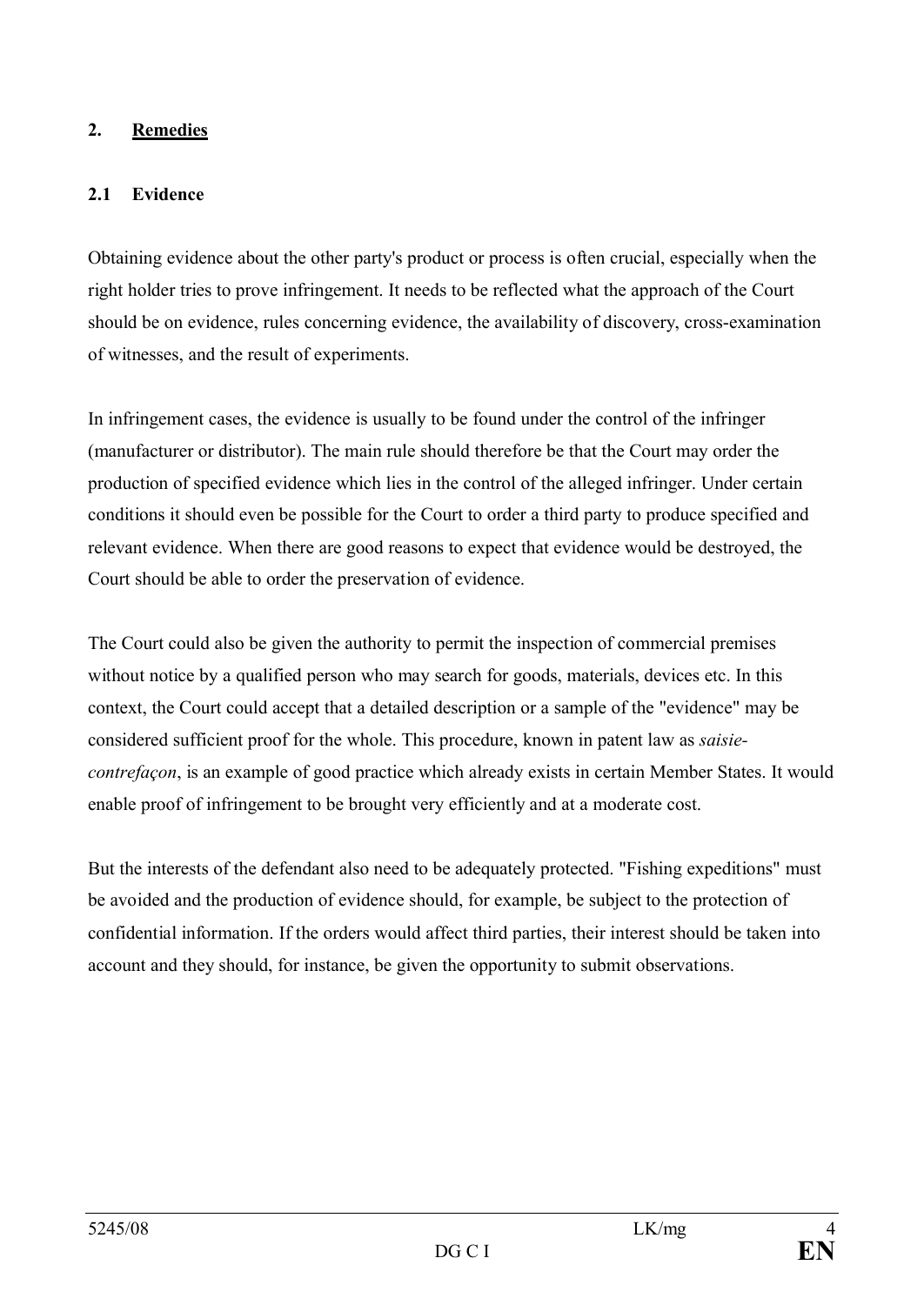## 2. Remedies

### 2.1 Evidence

Obtaining evidence about the other party's product or process is often crucial, especially when the right holder tries to prove infringement. It needs to be reflected what the approach of the Court should be on evidence, rules concerning evidence, the availability of discovery, cross-examination of witnesses, and the result of experiments.

In infringement cases, the evidence is usually to be found under the control of the infringer (manufacturer or distributor). The main rule should therefore be that the Court may order the production of specified evidence which lies in the control of the alleged infringer. Under certain conditions it should even be possible for the Court to order a third party to produce specified and relevant evidence. When there are good reasons to expect that evidence would be destroyed, the Court should be able to order the preservation of evidence.

The Court could also be given the authority to permit the inspection of commercial premises without notice by a qualified person who may search for goods, materials, devices etc. In this context, the Court could accept that a detailed description or a sample of the "evidence" may be considered sufficient proof for the whole. This procedure, known in patent law as *saisie-contrefaçon*, is an example of good practice which already exists in certain Member States. It would enable proof of infringement to be brought very efficiently and at a moderate cost.

But the interests of the defendant also need to be adequately protected. "Fishing expeditions" must be avoided and the production of evidence should, for example, be subject to the protection of confidential information. If the orders would affect third parties, their interest should be taken into account and they should, for instance, be given the opportunity to submit observations.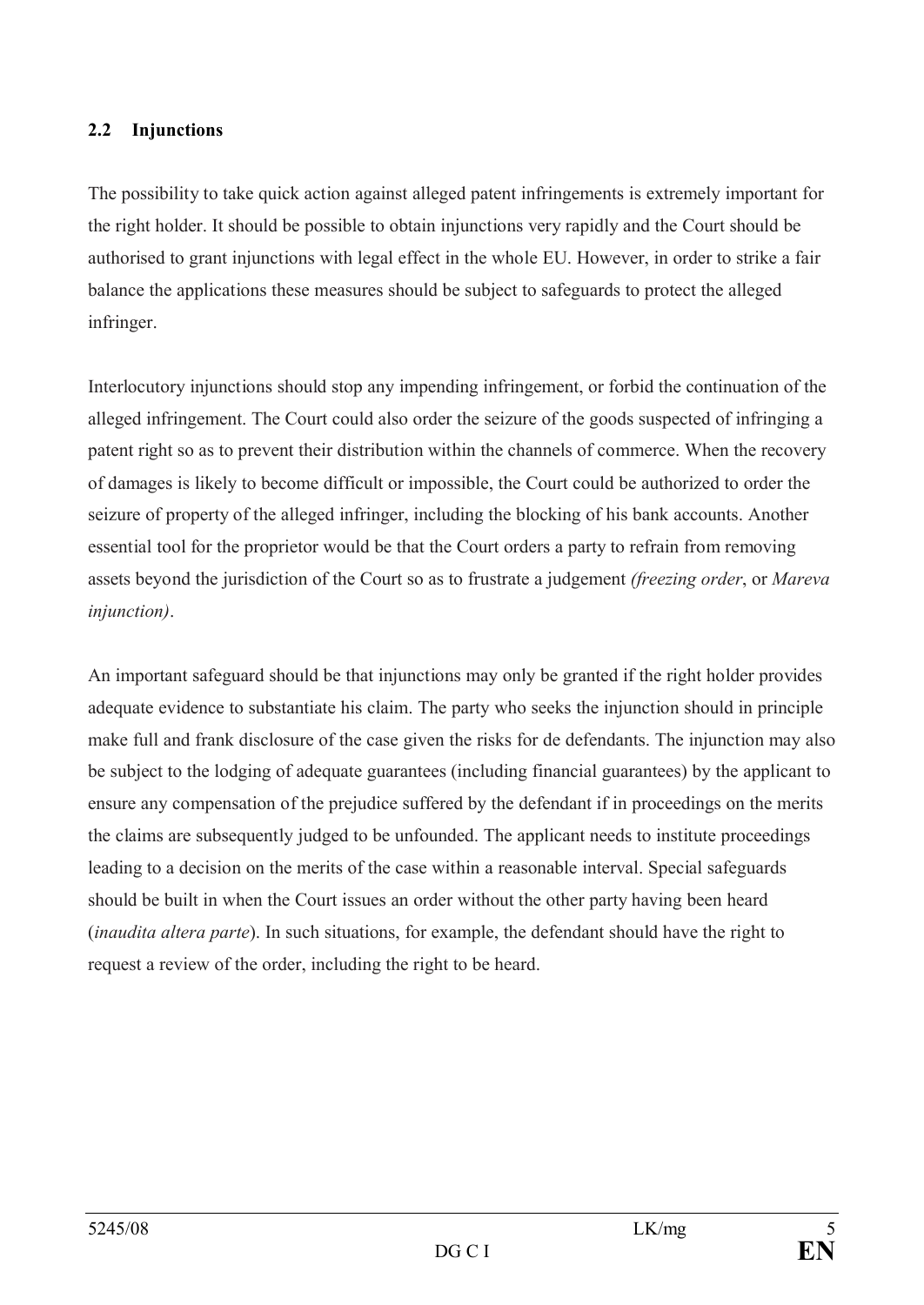## 2.2 Injunctions

The possibility to take quick action against alleged patent infringements is extremely important for the right holder. It should be possible to obtain injunctions very rapidly and the Court should be authorised to grant injunctions with legal effect in the whole EU. However, in order to strike a fair balance the applications these measures should be subject to safeguards to protect the alleged infringer.

Interlocutory injunctions should stop any impending infringement, or forbid the continuation of the alleged infringement. The Court could also order the seizure of the goods suspected of infringing a patent right so as to prevent their distribution within the channels of commerce. When the recovery of damages is likely to become difficult or impossible, the Court could be authorized to order the seizure of property of the alleged infringer, including the blocking of his bank accounts. Another essential tool for the proprietor would be that the Court orders a party to refrain from removing assets beyond the jurisdiction of the Court so as to frustrate a judgement *(freezing order*, or *Mareva injunction)*.

An important safeguard should be that injunctions may only be granted if the right holder provides adequate evidence to substantiate his claim. The party who seeks the injunction should in principle make full and frank disclosure of the case given the risks for de defendants. The injunction may also be subject to the lodging of adequate guarantees (including financial guarantees) by the applicant to ensure any compensation of the prejudice suffered by the defendant if in proceedings on the merits the claims are subsequently judged to be unfounded. The applicant needs to institute proceedings leading to a decision on the merits of the case within a reasonable interval. Special safeguards should be built in when the Court issues an order without the other party having been heard (*inaudita altera parte*). In such situations, for example, the defendant should have the right to request a review of the order, including the right to be heard.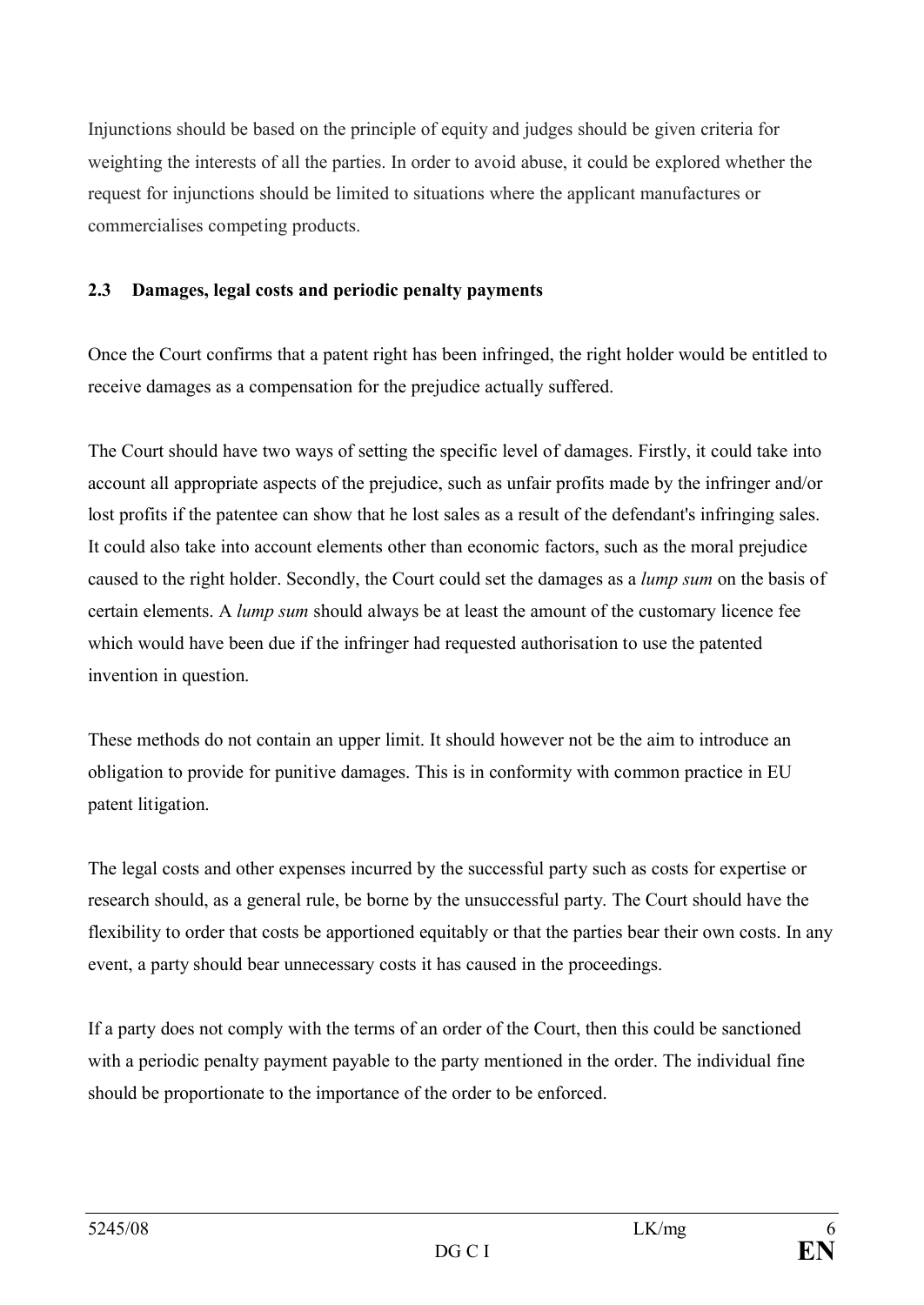Injunctions should be based on the principle of equity and judges should be given criteria for weighting the interests of all the parties. In order to avoid abuse, it could be explored whether the request for injunctions should be limited to situations where the applicant manufactures or commercialises competing products.

### 2.3 Damages, legal costs and periodic penalty payments

Once the Court confirms that a patent right has been infringed, the right holder would be entitled to receive damages as a compensation for the prejudice actually suffered.

The Court should have two ways of setting the specific level of damages. Firstly, it could take into account all appropriate aspects of the prejudice, such as unfair profits made by the infringer and/or lost profits if the patentee can show that he lost sales as a result of the defendant's infringing sales. It could also take into account elements other than economic factors, such as the moral prejudice caused to the right holder. Secondly, the Court could set the damages as a *lump sum* on the basis of certain elements. A *lump sum* should always be at least the amount of the customary licence fee which would have been due if the infringer had requested authorisation to use the patented invention in question.

These methods do not contain an upper limit. It should however not be the aim to introduce an obligation to provide for punitive damages. This is in conformity with common practice in EU patent litigation.

The legal costs and other expenses incurred by the successful party such as costs for expertise or research should, as a general rule, be borne by the unsuccessful party. The Court should have the flexibility to order that costs be apportioned equitably or that the parties bear their own costs. In any event, a party should bear unnecessary costs it has caused in the proceedings.

If a party does not comply with the terms of an order of the Court, then this could be sanctioned with a periodic penalty payment payable to the party mentioned in the order. The individual fine should be proportionate to the importance of the order to be enforced.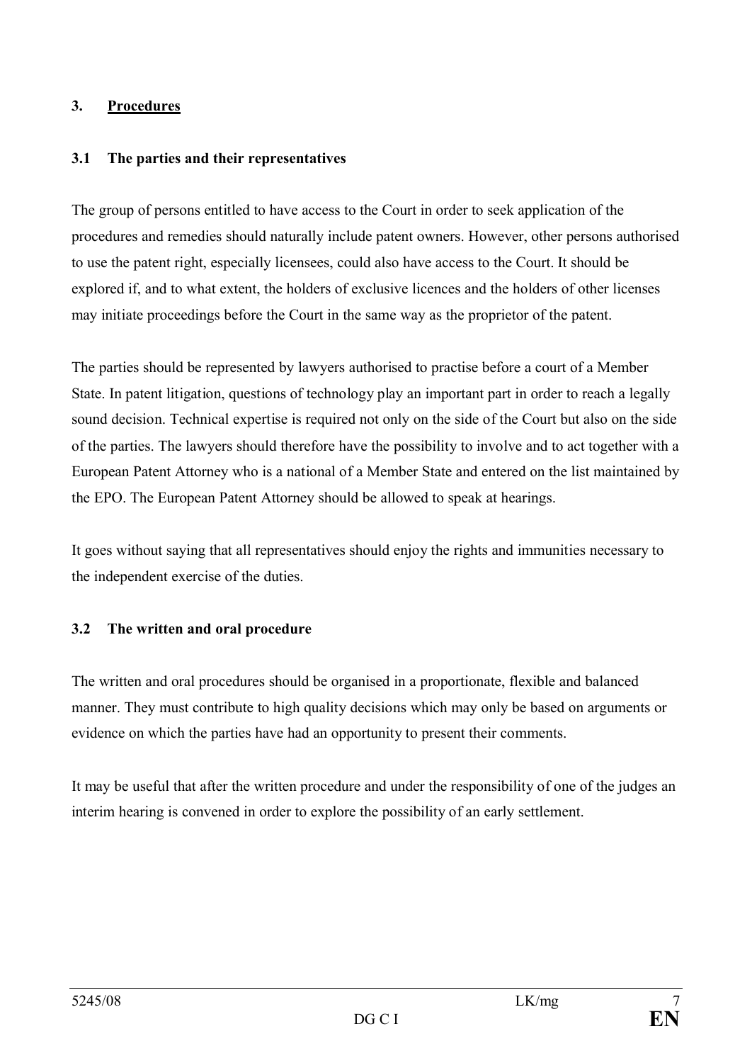## 3. <u>Procedures</u>

### 3.1 The parties and their representatives

The group of persons entitled to have access to the Court in order to seek application of the procedures and remedies should naturally include patent owners. However, other persons authorised to use the patent right, especially licensees, could also have access to the Court. It should be explored if, and to what extent, the holders of exclusive licences and the holders of other licenses may initiate proceedings before the Court in the same way as the proprietor of the patent.

The parties should be represented by lawyers authorised to practise before a court of a Member State. In patent litigation, questions of technology play an important part in order to reach a legally sound decision. Technical expertise is required not only on the side of the Court but also on the side of the parties. The lawyers should therefore have the possibility to involve and to act together with a European Patent Attorney who is a national of a Member State and entered on the list maintained by the EPO. The European Patent Attorney should be allowed to speak at hearings.

It goes without saying that all representatives should enjoy the rights and immunities necessary to the independent exercise of the duties.

### 3.2 The written and oral procedure

The written and oral procedures should be organised in a proportionate, flexible and balanced manner. They must contribute to high quality decisions which may only be based on arguments or evidence on which the parties have had an opportunity to present their comments.

It may be useful that after the written procedure and under the responsibility of one of the judges an interim hearing is convened in order to explore the possibility of an early settlement.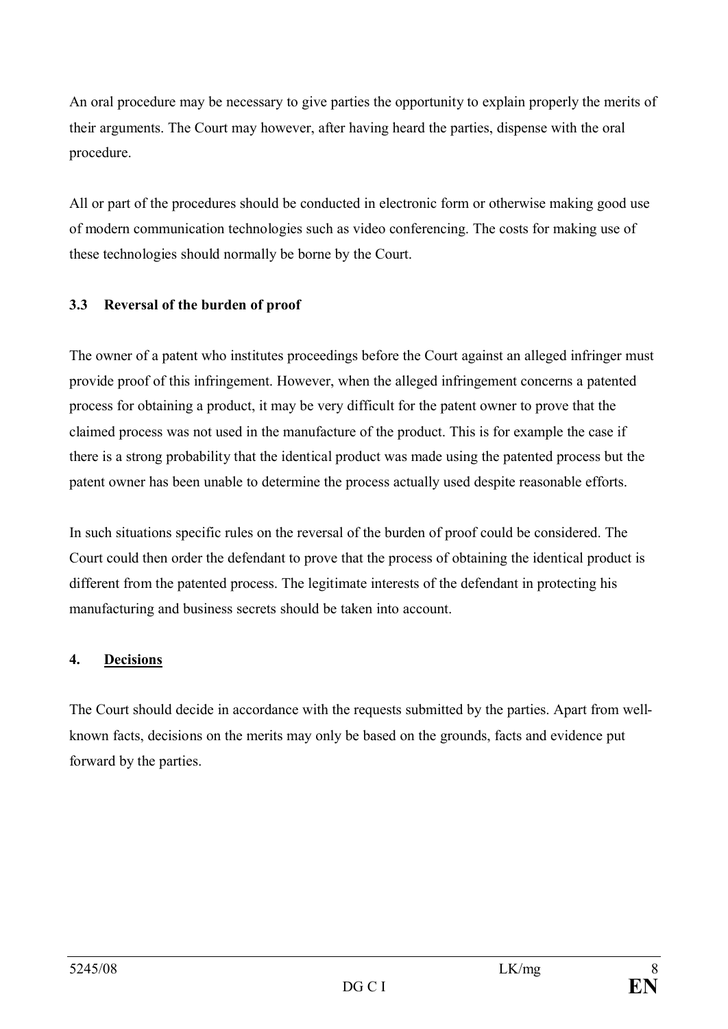An oral procedure may be necessary to give parties the opportunity to explain properly the merits of their arguments. The Court may however, after having heard the parties, dispense with the oral procedure.

All or part of the procedures should be conducted in electronic form or otherwise making good use of modern communication technologies such as video conferencing. The costs for making use of these technologies should normally be borne by the Court.

### 3.3 Reversal of the burden of proof

The owner of a patent who institutes proceedings before the Court against an alleged infringer must provide proof of this infringement. However, when the alleged infringement concerns a patented process for obtaining a product, it may be very difficult for the patent owner to prove that the claimed process was not used in the manufacture of the product. This is for example the case if there is a strong probability that the identical product was made using the patented process but the patent owner has been unable to determine the process actually used despite reasonable efforts.

In such situations specific rules on the reversal of the burden of proof could be considered. The Court could then order the defendant to prove that the process of obtaining the identical product is different from the patented process. The legitimate interests of the defendant in protecting his manufacturing and business secrets should be taken into account.

## 4. Decisions

The Court should decide in accordance with the requests submitted by the parties. Apart from well-known facts, decisions on the merits may only be based on the grounds, facts and evidence put forward by the parties.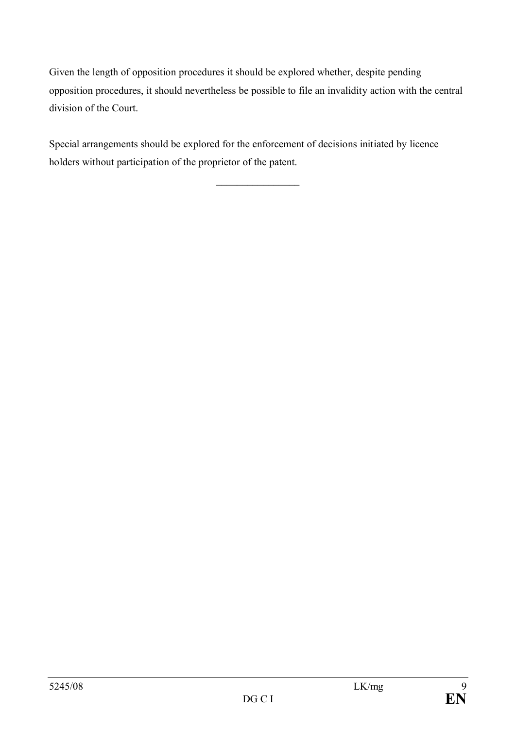Given the length of opposition procedures it should be explored whether, despite pending opposition procedures, it should nevertheless be possible to file an invalidity action with the central division of the Court.

Special arrangements should be explored for the enforcement of decisions initiated by licence holders without participation of the proprietor of the patent.

________________